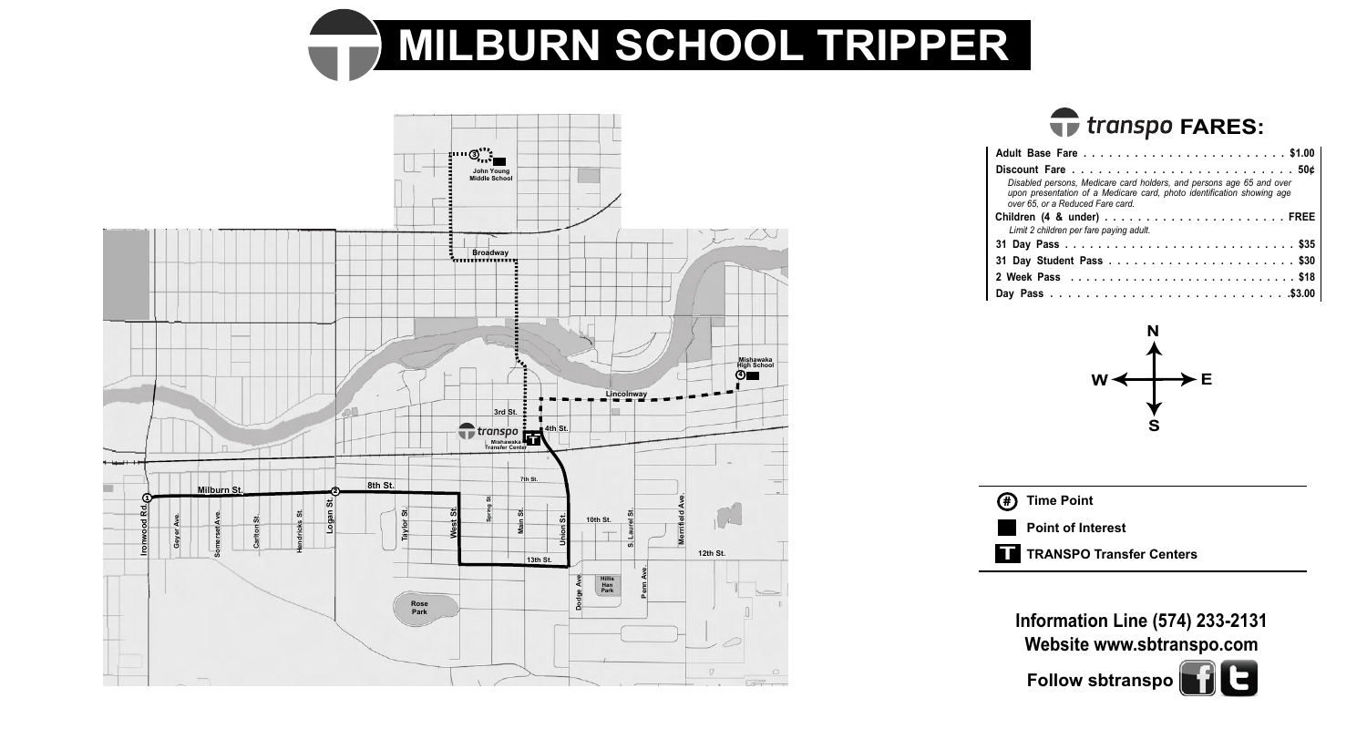# MILBURN SCHOOL TRIPPER

## transpo FARES:

| Fare | Price |
|---|---|
| Adult Base Fare | $1.00 |
| Discount Fare | 50¢ |
| *Disabled persons, Medicare card holders, and persons age 65 and over upon presentation of a Medicare card, photo identification showing age over 65, or a Reduced Fare card.* | |
| Children (4 & under) | FREE |
| *Limit 2 children per fare paying adult.* | |
| 31 Day Pass | $35 |
| 31 Day Student Pass | $30 |
| 2 Week Pass | $18 |
| Day Pass | $3.00 |

(#) Time Point

Point of Interest

T TRANSPO Transfer Centers

**Information Line (574) 233-2131**

**Website www.sbtranspo.com**

**Follow sbtranspo**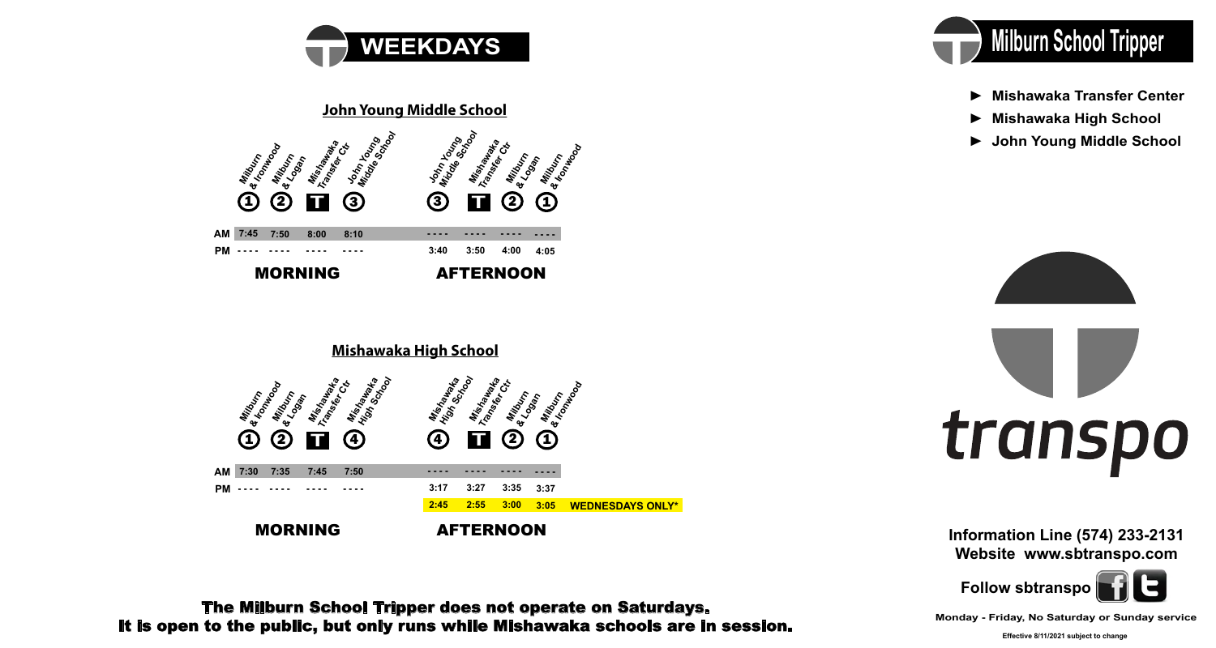# WEEKDAYS

## John Young Middle School

| | MORNING | | | | AFTERNOON | | | |
|---|---|---|---|---|---|---|---|---|
| | ① Milburn & Ironwood | ② Milburn & Logan | T Mishawaka Transfer Ctr | ③ John Young Middle School | ③ John Young Middle School | T Mishawaka Transfer Ctr | ② Milburn & Logan | ① Milburn & Ironwood |
| AM | 7:45 | 7:50 | 8:00 | 8:10 | ---- | ---- | ---- | ---- |
| PM | ---- | ---- | ---- | ---- | 3:40 | 3:50 | 4:00 | 4:05 |

## Mishawaka High School

| | MORNING | | | | AFTERNOON | | | | |
|---|---|---|---|---|---|---|---|---|---|
| | ① Milburn & Ironwood | ② Milburn & Logan | T Mishawaka Transfer Ctr | ④ Mishawaka High School | ④ Mishawaka High School | T Mishawaka Transfer Ctr | ② Milburn & Logan | ① Milburn & Ironwood | |
| AM | 7:30 | 7:35 | 7:45 | 7:50 | ---- | ---- | ---- | ---- | |
| PM | ---- | ---- | ---- | ---- | 3:17 | 3:27 | 3:35 | 3:37 | |
| | | | | | 2:45 | 2:55 | 3:00 | 3:05 | WEDNESDAYS ONLY* |

**The Milburn School Tripper does not operate on Saturdays.**
**It is open to the public, but only runs while Mishawaka schools are in session.**

# Milburn School Tripper

- ► **Mishawaka Transfer Center**
- ► **Mishawaka High School**
- ► **John Young Middle School**

transpo

**Information Line (574) 233-2131**
**Website www.sbtranspo.com**

**Follow sbtranspo**

**Monday - Friday, No Saturday or Sunday service**

**Effective 8/11/2021 subject to change**